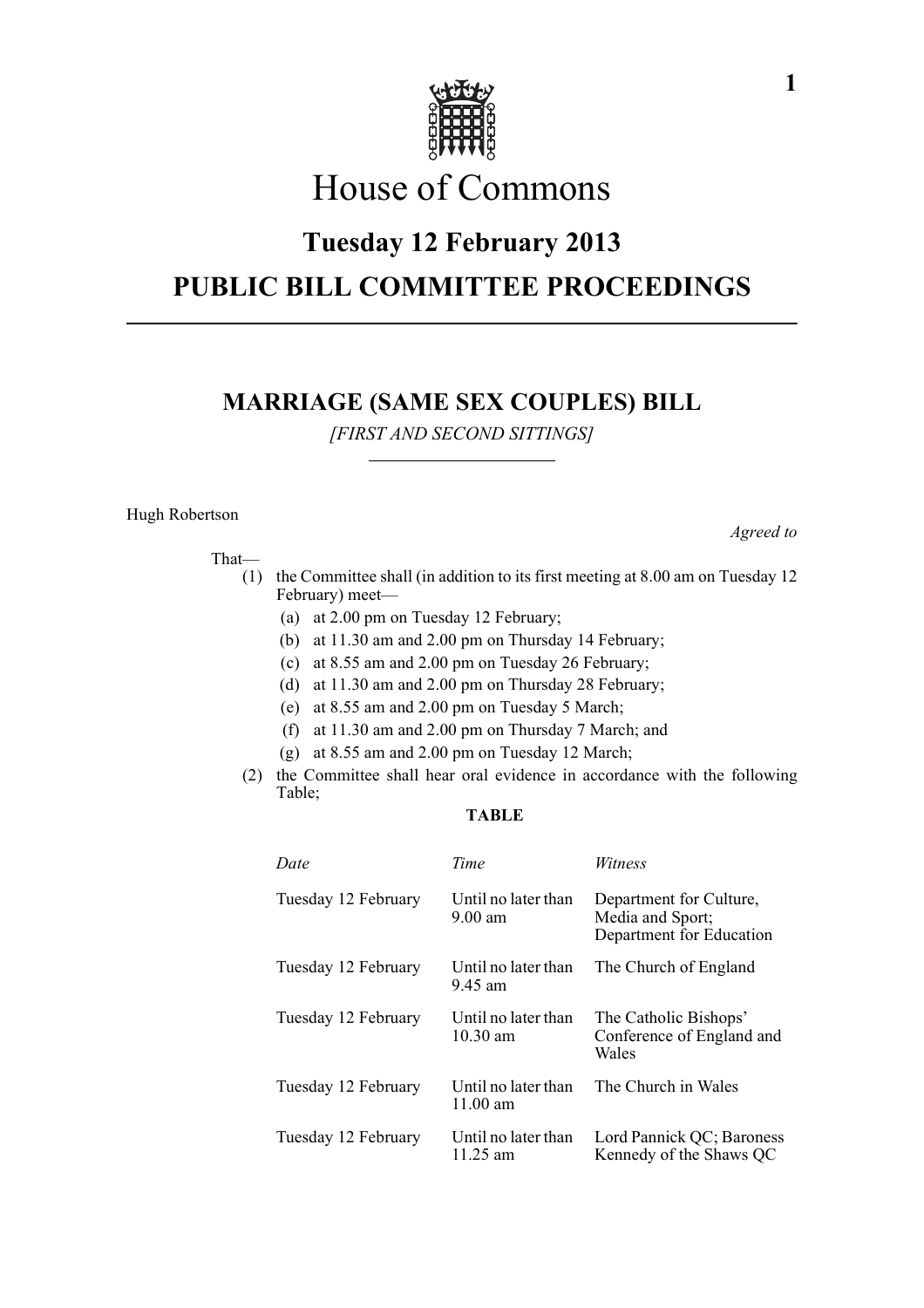# House of Commons

## Tuesday 12 February 2013

## PUBLIC BILL COMMITTEE PROCEEDINGS

### MARRIAGE (SAME SEX COUPLES) BILL

*[FIRST AND SECOND SITTINGS]*

Hugh Robertson

*Agreed to*

That—

(1) the Committee shall (in addition to its first meeting at 8.00 am on Tuesday 12 February) meet—

(a) at 2.00 pm on Tuesday 12 February;

(b) at 11.30 am and 2.00 pm on Thursday 14 February;

(c) at 8.55 am and 2.00 pm on Tuesday 26 February;

(d) at 11.30 am and 2.00 pm on Thursday 28 February;

(e) at 8.55 am and 2.00 pm on Tuesday 5 March;

(f) at 11.30 am and 2.00 pm on Thursday 7 March; and

(g) at 8.55 am and 2.00 pm on Tuesday 12 March;

(2) the Committee shall hear oral evidence in accordance with the following Table;

**TABLE**

| *Date* | *Time* | *Witness* |
|---|---|---|
| Tuesday 12 February | Until no later than 9.00 am | Department for Culture, Media and Sport; Department for Education |
| Tuesday 12 February | Until no later than 9.45 am | The Church of England |
| Tuesday 12 February | Until no later than 10.30 am | The Catholic Bishops' Conference of England and Wales |
| Tuesday 12 February | Until no later than 11.00 am | The Church in Wales |
| Tuesday 12 February | Until no later than 11.25 am | Lord Pannick QC; Baroness Kennedy of the Shaws QC |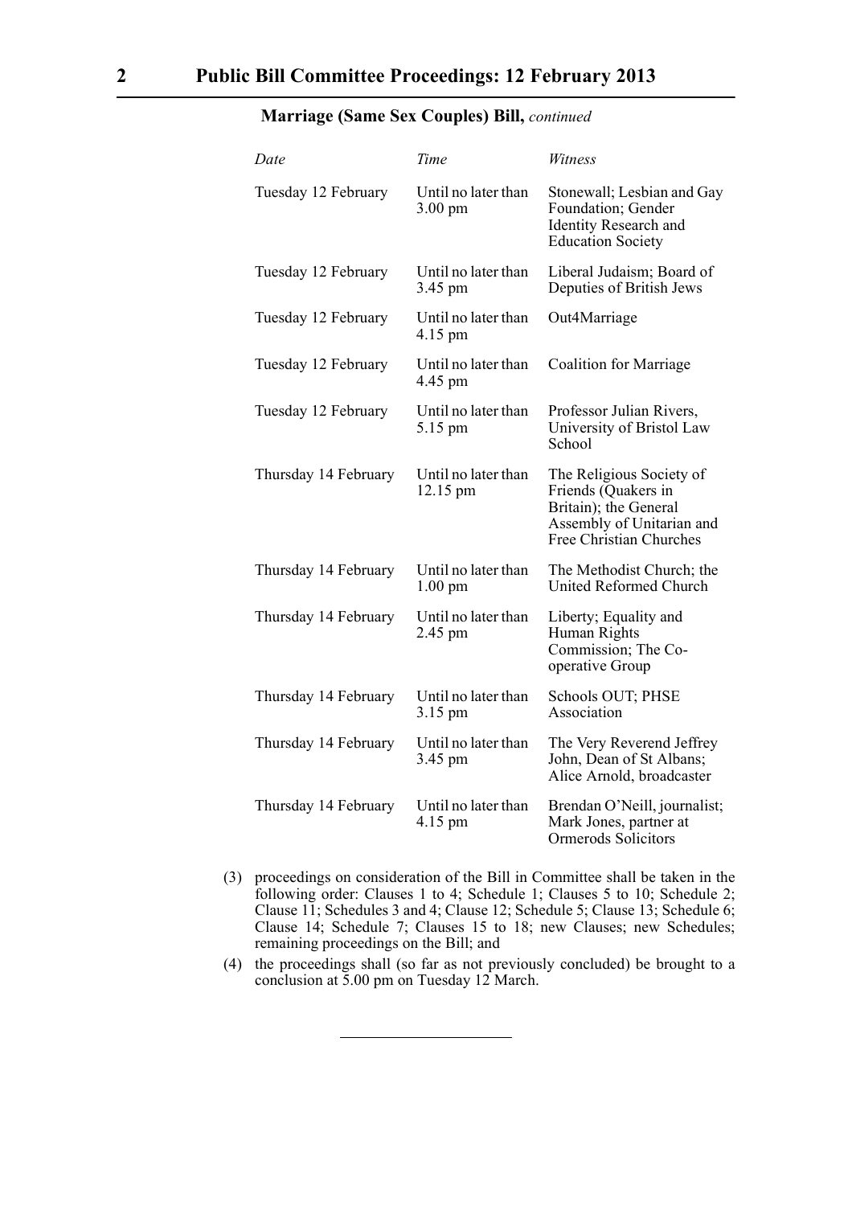**Marriage (Same Sex Couples) Bill,** *continued*

| *Date* | *Time* | *Witness* |
|---|---|---|
| Tuesday 12 February | Until no later than 3.00 pm | Stonewall; Lesbian and Gay Foundation; Gender Identity Research and Education Society |
| Tuesday 12 February | Until no later than 3.45 pm | Liberal Judaism; Board of Deputies of British Jews |
| Tuesday 12 February | Until no later than 4.15 pm | Out4Marriage |
| Tuesday 12 February | Until no later than 4.45 pm | Coalition for Marriage |
| Tuesday 12 February | Until no later than 5.15 pm | Professor Julian Rivers, University of Bristol Law School |
| Thursday 14 February | Until no later than 12.15 pm | The Religious Society of Friends (Quakers in Britain); the General Assembly of Unitarian and Free Christian Churches |
| Thursday 14 February | Until no later than 1.00 pm | The Methodist Church; the United Reformed Church |
| Thursday 14 February | Until no later than 2.45 pm | Liberty; Equality and Human Rights Commission; The Co-operative Group |
| Thursday 14 February | Until no later than 3.15 pm | Schools OUT; PHSE Association |
| Thursday 14 February | Until no later than 3.45 pm | The Very Reverend Jeffrey John, Dean of St Albans; Alice Arnold, broadcaster |
| Thursday 14 February | Until no later than 4.15 pm | Brendan O'Neill, journalist; Mark Jones, partner at Ormerods Solicitors |

(3) proceedings on consideration of the Bill in Committee shall be taken in the following order: Clauses 1 to 4; Schedule 1; Clauses 5 to 10; Schedule 2; Clause 11; Schedules 3 and 4; Clause 12; Schedule 5; Clause 13; Schedule 6; Clause 14; Schedule 7; Clauses 15 to 18; new Clauses; new Schedules; remaining proceedings on the Bill; and

(4) the proceedings shall (so far as not previously concluded) be brought to a conclusion at 5.00 pm on Tuesday 12 March.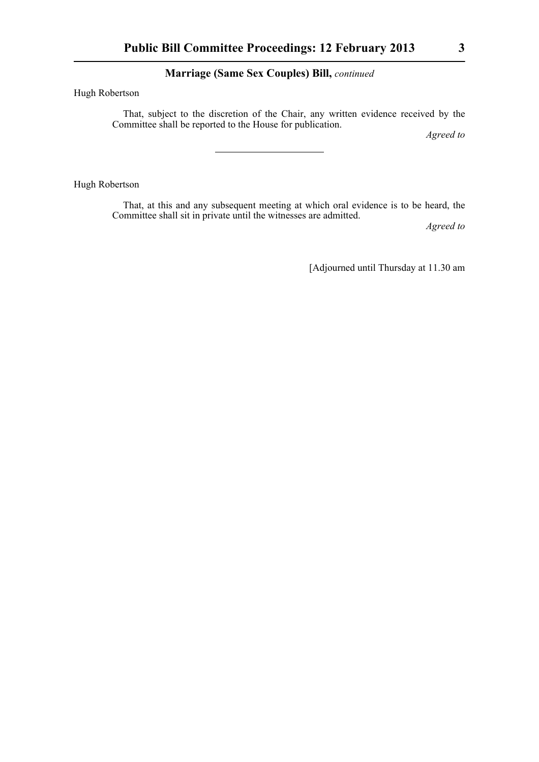**Marriage (Same Sex Couples) Bill,** *continued*

Hugh Robertson

That, subject to the discretion of the Chair, any written evidence received by the Committee shall be reported to the House for publication.

*Agreed to*

---

Hugh Robertson

That, at this and any subsequent meeting at which oral evidence is to be heard, the Committee shall sit in private until the witnesses are admitted.

*Agreed to*

[Adjourned until Thursday at 11.30 am